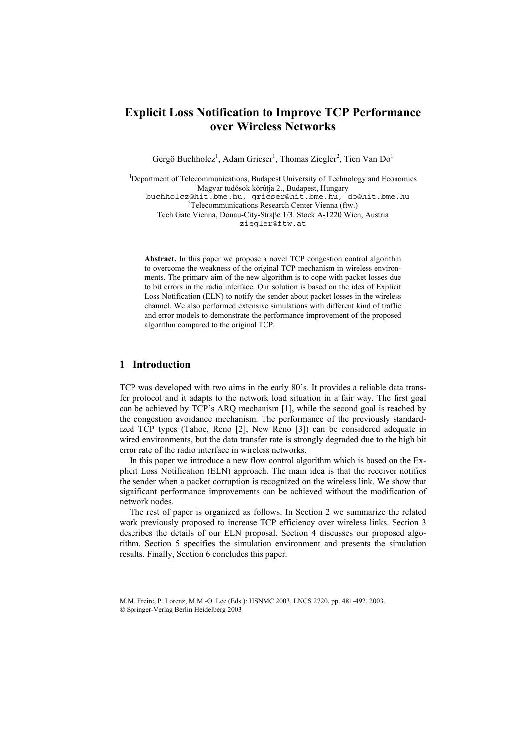# Explicit Loss Notification to Improve TCP Performance over Wireless Networks

Gergö Buchholcz[1], Adam Gricser[1], Thomas Ziegler[2], Tien Van Do[1]

[1]Department of Telecommunications, Budapest University of Technology and Economics
Magyar tudósok körútja 2., Budapest, Hungary
buchholcz@hit.bme.hu, gricser@hit.bme.hu, do@hit.bme.hu
[2]Telecommunications Research Center Vienna (ftw.)
Tech Gate Vienna, Donau-City-Straβe 1/3. Stock A-1220 Wien, Austria
ziegler@ftw.at

**Abstract.** In this paper we propose a novel TCP congestion control algorithm to overcome the weakness of the original TCP mechanism in wireless environments. The primary aim of the new algorithm is to cope with packet losses due to bit errors in the radio interface. Our solution is based on the idea of Explicit Loss Notification (ELN) to notify the sender about packet losses in the wireless channel. We also performed extensive simulations with different kind of traffic and error models to demonstrate the performance improvement of the proposed algorithm compared to the original TCP.

## 1 Introduction

TCP was developed with two aims in the early 80's. It provides a reliable data transfer protocol and it adapts to the network load situation in a fair way. The first goal can be achieved by TCP's ARQ mechanism [1], while the second goal is reached by the congestion avoidance mechanism. The performance of the previously standardized TCP types (Tahoe, Reno [2], New Reno [3]) can be considered adequate in wired environments, but the data transfer rate is strongly degraded due to the high bit error rate of the radio interface in wireless networks.

In this paper we introduce a new flow control algorithm which is based on the Explicit Loss Notification (ELN) approach. The main idea is that the receiver notifies the sender when a packet corruption is recognized on the wireless link. We show that significant performance improvements can be achieved without the modification of network nodes.

The rest of paper is organized as follows. In Section 2 we summarize the related work previously proposed to increase TCP efficiency over wireless links. Section 3 describes the details of our ELN proposal. Section 4 discusses our proposed algorithm. Section 5 specifies the simulation environment and presents the simulation results. Finally, Section 6 concludes this paper.

M.M. Freire, P. Lorenz, M.M.-O. Lee (Eds.): HSNMC 2003, LNCS 2720, pp. 481-492, 2003.
© Springer-Verlag Berlin Heidelberg 2003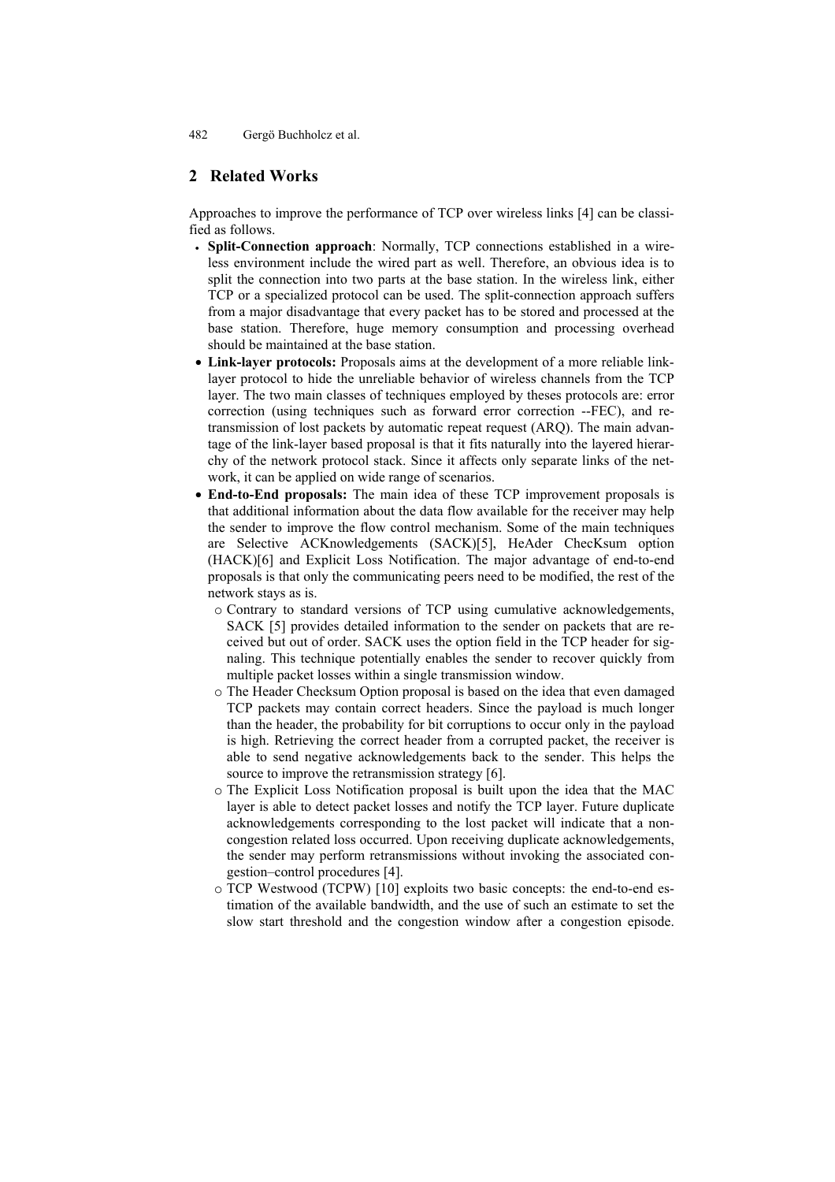## 2 Related Works

Approaches to improve the performance of TCP over wireless links [4] can be classified as follows.

- **Split-Connection approach**: Normally, TCP connections established in a wireless environment include the wired part as well. Therefore, an obvious idea is to split the connection into two parts at the base station. In the wireless link, either TCP or a specialized protocol can be used. The split-connection approach suffers from a major disadvantage that every packet has to be stored and processed at the base station. Therefore, huge memory consumption and processing overhead should be maintained at the base station.
- **Link-layer protocols:** Proposals aims at the development of a more reliable link-layer protocol to hide the unreliable behavior of wireless channels from the TCP layer. The two main classes of techniques employed by theses protocols are: error correction (using techniques such as forward error correction --FEC), and retransmission of lost packets by automatic repeat request (ARQ). The main advantage of the link-layer based proposal is that it fits naturally into the layered hierarchy of the network protocol stack. Since it affects only separate links of the network, it can be applied on wide range of scenarios.
- **End-to-End proposals:** The main idea of these TCP improvement proposals is that additional information about the data flow available for the receiver may help the sender to improve the flow control mechanism. Some of the main techniques are Selective ACKnowledgements (SACK)[5], HeAder ChecKsum option (HACK)[6] and Explicit Loss Notification. The major advantage of end-to-end proposals is that only the communicating peers need to be modified, the rest of the network stays as is.
  - Contrary to standard versions of TCP using cumulative acknowledgements, SACK [5] provides detailed information to the sender on packets that are received but out of order. SACK uses the option field in the TCP header for signaling. This technique potentially enables the sender to recover quickly from multiple packet losses within a single transmission window.
  - The Header Checksum Option proposal is based on the idea that even damaged TCP packets may contain correct headers. Since the payload is much longer than the header, the probability for bit corruptions to occur only in the payload is high. Retrieving the correct header from a corrupted packet, the receiver is able to send negative acknowledgements back to the sender. This helps the source to improve the retransmission strategy [6].
  - The Explicit Loss Notification proposal is built upon the idea that the MAC layer is able to detect packet losses and notify the TCP layer. Future duplicate acknowledgements corresponding to the lost packet will indicate that a non-congestion related loss occurred. Upon receiving duplicate acknowledgements, the sender may perform retransmissions without invoking the associated congestion–control procedures [4].
  - TCP Westwood (TCPW) [10] exploits two basic concepts: the end-to-end estimation of the available bandwidth, and the use of such an estimate to set the slow start threshold and the congestion window after a congestion episode.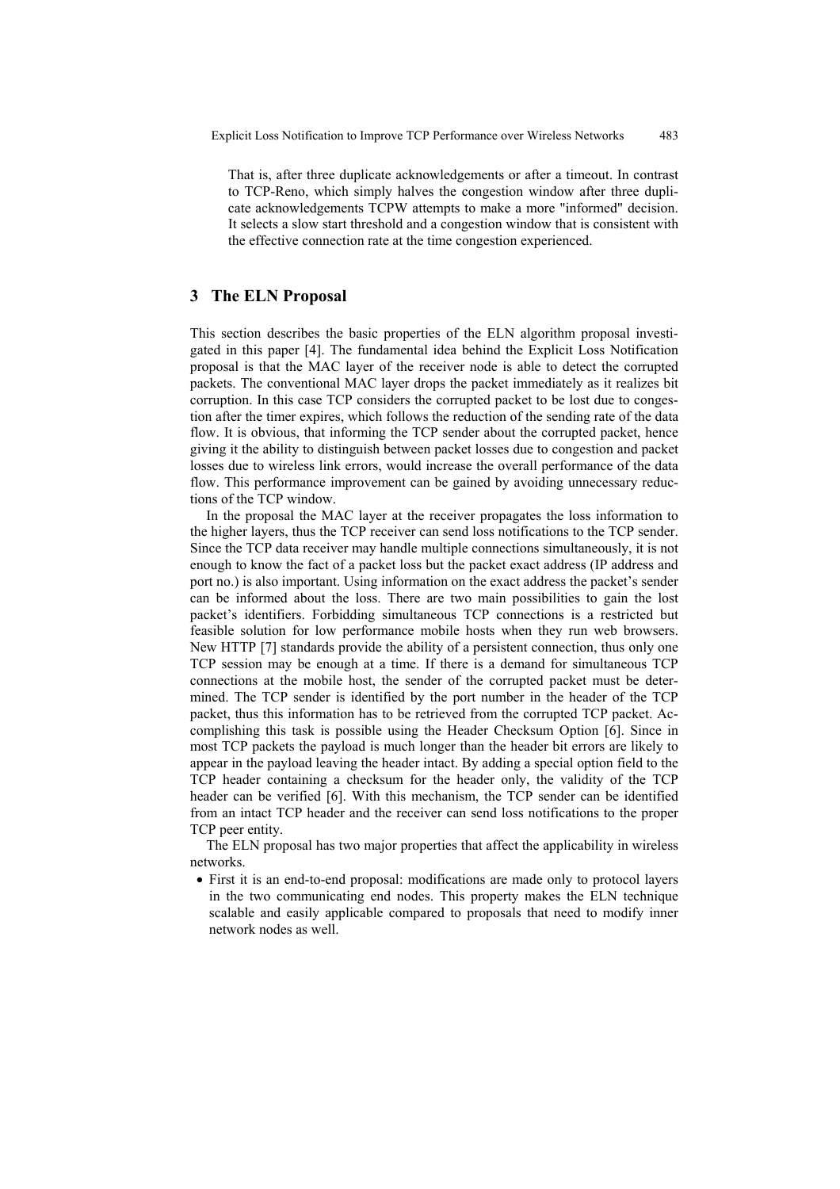That is, after three duplicate acknowledgements or after a timeout. In contrast to TCP-Reno, which simply halves the congestion window after three duplicate acknowledgements TCPW attempts to make a more "informed" decision. It selects a slow start threshold and a congestion window that is consistent with the effective connection rate at the time congestion experienced.

## 3 The ELN Proposal

This section describes the basic properties of the ELN algorithm proposal investigated in this paper [4]. The fundamental idea behind the Explicit Loss Notification proposal is that the MAC layer of the receiver node is able to detect the corrupted packets. The conventional MAC layer drops the packet immediately as it realizes bit corruption. In this case TCP considers the corrupted packet to be lost due to congestion after the timer expires, which follows the reduction of the sending rate of the data flow. It is obvious, that informing the TCP sender about the corrupted packet, hence giving it the ability to distinguish between packet losses due to congestion and packet losses due to wireless link errors, would increase the overall performance of the data flow. This performance improvement can be gained by avoiding unnecessary reductions of the TCP window.

In the proposal the MAC layer at the receiver propagates the loss information to the higher layers, thus the TCP receiver can send loss notifications to the TCP sender. Since the TCP data receiver may handle multiple connections simultaneously, it is not enough to know the fact of a packet loss but the packet exact address (IP address and port no.) is also important. Using information on the exact address the packet's sender can be informed about the loss. There are two main possibilities to gain the lost packet's identifiers. Forbidding simultaneous TCP connections is a restricted but feasible solution for low performance mobile hosts when they run web browsers. New HTTP [7] standards provide the ability of a persistent connection, thus only one TCP session may be enough at a time. If there is a demand for simultaneous TCP connections at the mobile host, the sender of the corrupted packet must be determined. The TCP sender is identified by the port number in the header of the TCP packet, thus this information has to be retrieved from the corrupted TCP packet. Accomplishing this task is possible using the Header Checksum Option [6]. Since in most TCP packets the payload is much longer than the header bit errors are likely to appear in the payload leaving the header intact. By adding a special option field to the TCP header containing a checksum for the header only, the validity of the TCP header can be verified [6]. With this mechanism, the TCP sender can be identified from an intact TCP header and the receiver can send loss notifications to the proper TCP peer entity.

The ELN proposal has two major properties that affect the applicability in wireless networks.

- First it is an end-to-end proposal: modifications are made only to protocol layers in the two communicating end nodes. This property makes the ELN technique scalable and easily applicable compared to proposals that need to modify inner network nodes as well.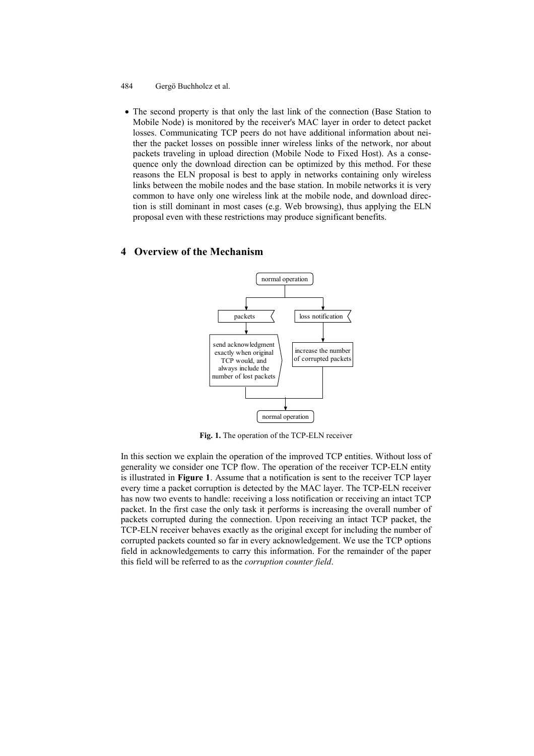- The second property is that only the last link of the connection (Base Station to Mobile Node) is monitored by the receiver's MAC layer in order to detect packet losses. Communicating TCP peers do not have additional information about neither the packet losses on possible inner wireless links of the network, nor about packets traveling in upload direction (Mobile Node to Fixed Host). As a consequence only the download direction can be optimized by this method. For these reasons the ELN proposal is best to apply in networks containing only wireless links between the mobile nodes and the base station. In mobile networks it is very common to have only one wireless link at the mobile node, and download direction is still dominant in most cases (e.g. Web browsing), thus applying the ELN proposal even with these restrictions may produce significant benefits.

## 4 Overview of the Mechanism

normal operation

packets

loss notification

send acknowledgment exactly when original TCP would, and always include the number of lost packets

increase the number of corrupted packets

normal operation

**Fig. 1.** The operation of the TCP-ELN receiver

In this section we explain the operation of the improved TCP entities. Without loss of generality we consider one TCP flow. The operation of the receiver TCP-ELN entity is illustrated in **Figure 1**. Assume that a notification is sent to the receiver TCP layer every time a packet corruption is detected by the MAC layer. The TCP-ELN receiver has now two events to handle: receiving a loss notification or receiving an intact TCP packet. In the first case the only task it performs is increasing the overall number of packets corrupted during the connection. Upon receiving an intact TCP packet, the TCP-ELN receiver behaves exactly as the original except for including the number of corrupted packets counted so far in every acknowledgement. We use the TCP options field in acknowledgements to carry this information. For the remainder of the paper this field will be referred to as the *corruption counter field*.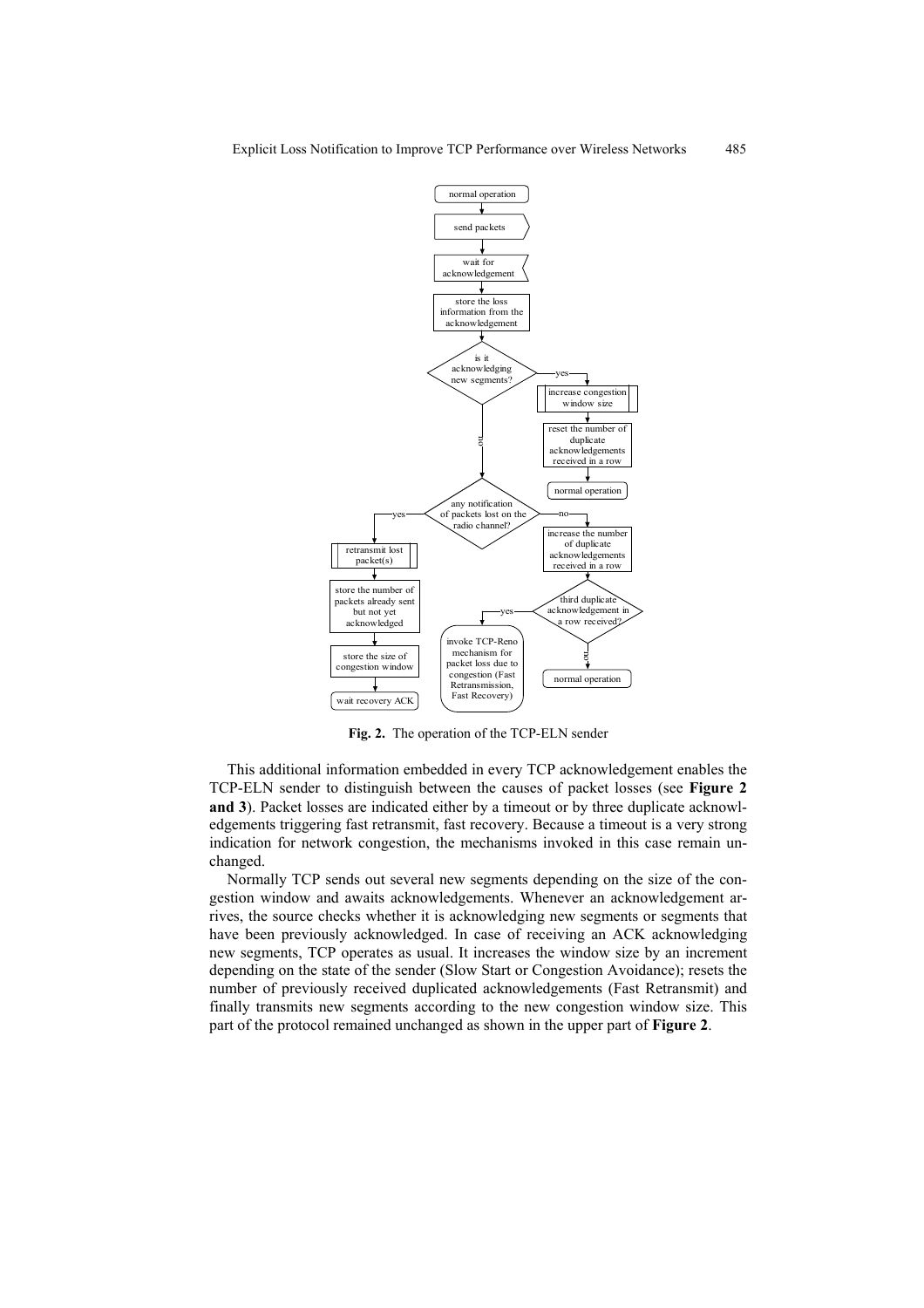**Fig. 2.** The operation of the TCP-ELN sender

This additional information embedded in every TCP acknowledgement enables the TCP-ELN sender to distinguish between the causes of packet losses (see **Figure 2 and 3**). Packet losses are indicated either by a timeout or by three duplicate acknowledgements triggering fast retransmit, fast recovery. Because a timeout is a very strong indication for network congestion, the mechanisms invoked in this case remain unchanged.

Normally TCP sends out several new segments depending on the size of the congestion window and awaits acknowledgements. Whenever an acknowledgement arrives, the source checks whether it is acknowledging new segments or segments that have been previously acknowledged. In case of receiving an ACK acknowledging new segments, TCP operates as usual. It increases the window size by an increment depending on the state of the sender (Slow Start or Congestion Avoidance); resets the number of previously received duplicated acknowledgements (Fast Retransmit) and finally transmits new segments according to the new congestion window size. This part of the protocol remained unchanged as shown in the upper part of **Figure 2**.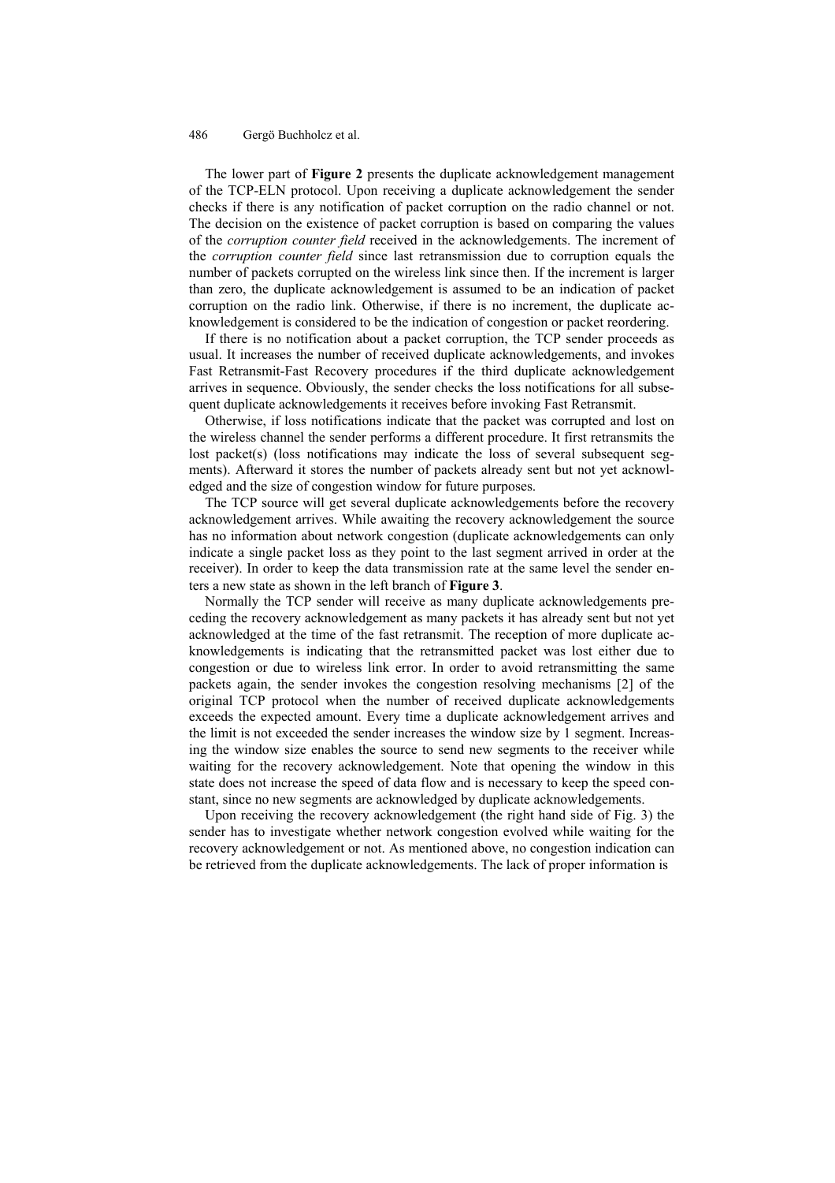The lower part of **Figure 2** presents the duplicate acknowledgement management of the TCP-ELN protocol. Upon receiving a duplicate acknowledgement the sender checks if there is any notification of packet corruption on the radio channel or not. The decision on the existence of packet corruption is based on comparing the values of the *corruption counter field* received in the acknowledgements. The increment of the *corruption counter field* since last retransmission due to corruption equals the number of packets corrupted on the wireless link since then. If the increment is larger than zero, the duplicate acknowledgement is assumed to be an indication of packet corruption on the radio link. Otherwise, if there is no increment, the duplicate acknowledgement is considered to be the indication of congestion or packet reordering.

If there is no notification about a packet corruption, the TCP sender proceeds as usual. It increases the number of received duplicate acknowledgements, and invokes Fast Retransmit-Fast Recovery procedures if the third duplicate acknowledgement arrives in sequence. Obviously, the sender checks the loss notifications for all subsequent duplicate acknowledgements it receives before invoking Fast Retransmit.

Otherwise, if loss notifications indicate that the packet was corrupted and lost on the wireless channel the sender performs a different procedure. It first retransmits the lost packet(s) (loss notifications may indicate the loss of several subsequent segments). Afterward it stores the number of packets already sent but not yet acknowledged and the size of congestion window for future purposes.

The TCP source will get several duplicate acknowledgements before the recovery acknowledgement arrives. While awaiting the recovery acknowledgement the source has no information about network congestion (duplicate acknowledgements can only indicate a single packet loss as they point to the last segment arrived in order at the receiver). In order to keep the data transmission rate at the same level the sender enters a new state as shown in the left branch of **Figure 3**.

Normally the TCP sender will receive as many duplicate acknowledgements preceding the recovery acknowledgement as many packets it has already sent but not yet acknowledged at the time of the fast retransmit. The reception of more duplicate acknowledgements is indicating that the retransmitted packet was lost either due to congestion or due to wireless link error. In order to avoid retransmitting the same packets again, the sender invokes the congestion resolving mechanisms [2] of the original TCP protocol when the number of received duplicate acknowledgements exceeds the expected amount. Every time a duplicate acknowledgement arrives and the limit is not exceeded the sender increases the window size by 1 segment. Increasing the window size enables the source to send new segments to the receiver while waiting for the recovery acknowledgement. Note that opening the window in this state does not increase the speed of data flow and is necessary to keep the speed constant, since no new segments are acknowledged by duplicate acknowledgements.

Upon receiving the recovery acknowledgement (the right hand side of Fig. 3) the sender has to investigate whether network congestion evolved while waiting for the recovery acknowledgement or not. As mentioned above, no congestion indication can be retrieved from the duplicate acknowledgements. The lack of proper information is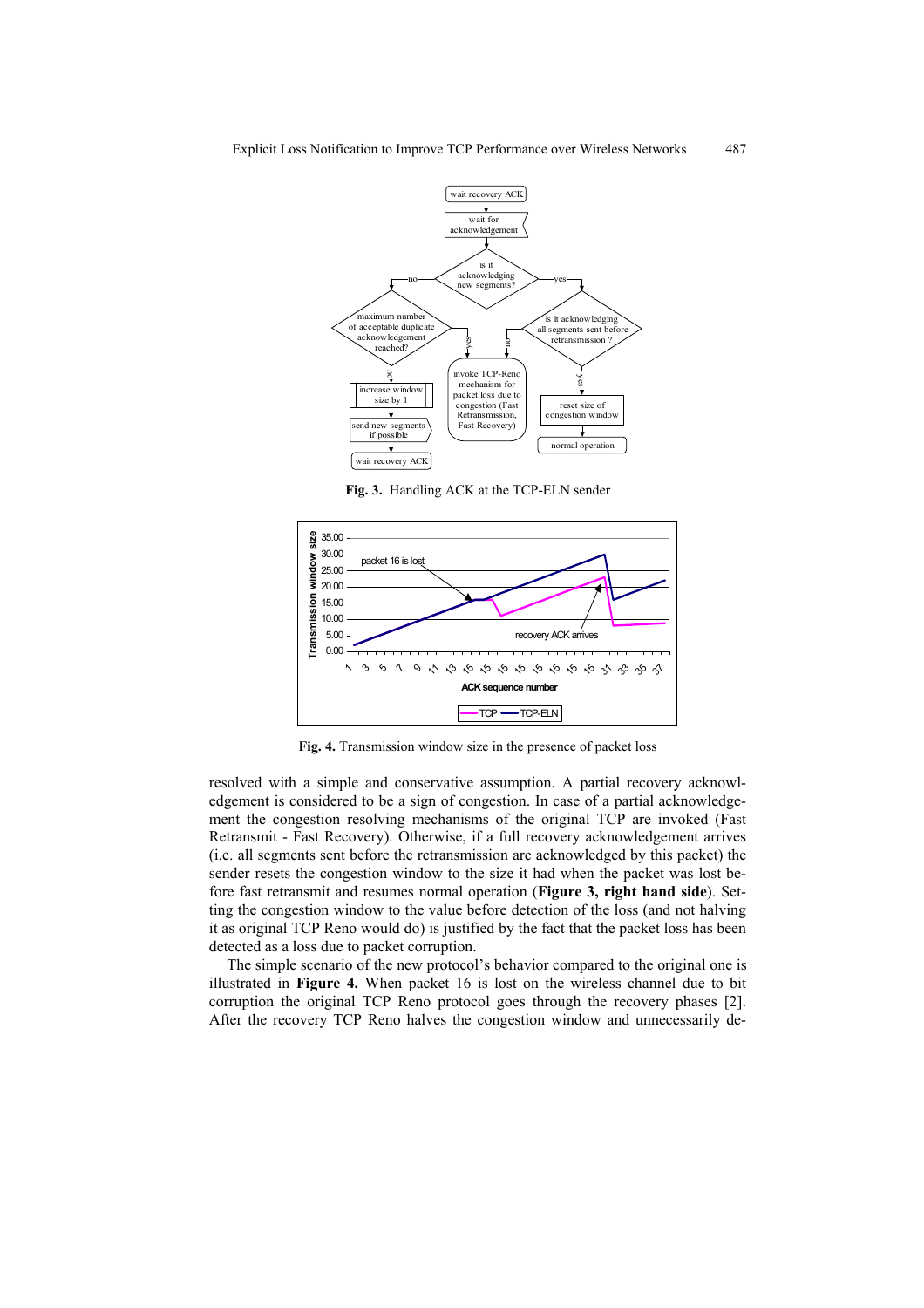**Fig. 3.** Handling ACK at the TCP-ELN sender

**Fig. 4.** Transmission window size in the presence of packet loss

resolved with a simple and conservative assumption. A partial recovery acknowledgement is considered to be a sign of congestion. In case of a partial acknowledgement the congestion resolving mechanisms of the original TCP are invoked (Fast Retransmit - Fast Recovery). Otherwise, if a full recovery acknowledgement arrives (i.e. all segments sent before the retransmission are acknowledged by this packet) the sender resets the congestion window to the size it had when the packet was lost before fast retransmit and resumes normal operation (**Figure 3, right hand side**). Setting the congestion window to the value before detection of the loss (and not halving it as original TCP Reno would do) is justified by the fact that the packet loss has been detected as a loss due to packet corruption.

The simple scenario of the new protocol's behavior compared to the original one is illustrated in **Figure 4.** When packet 16 is lost on the wireless channel due to bit corruption the original TCP Reno protocol goes through the recovery phases [2]. After the recovery TCP Reno halves the congestion window and unnecessarily de-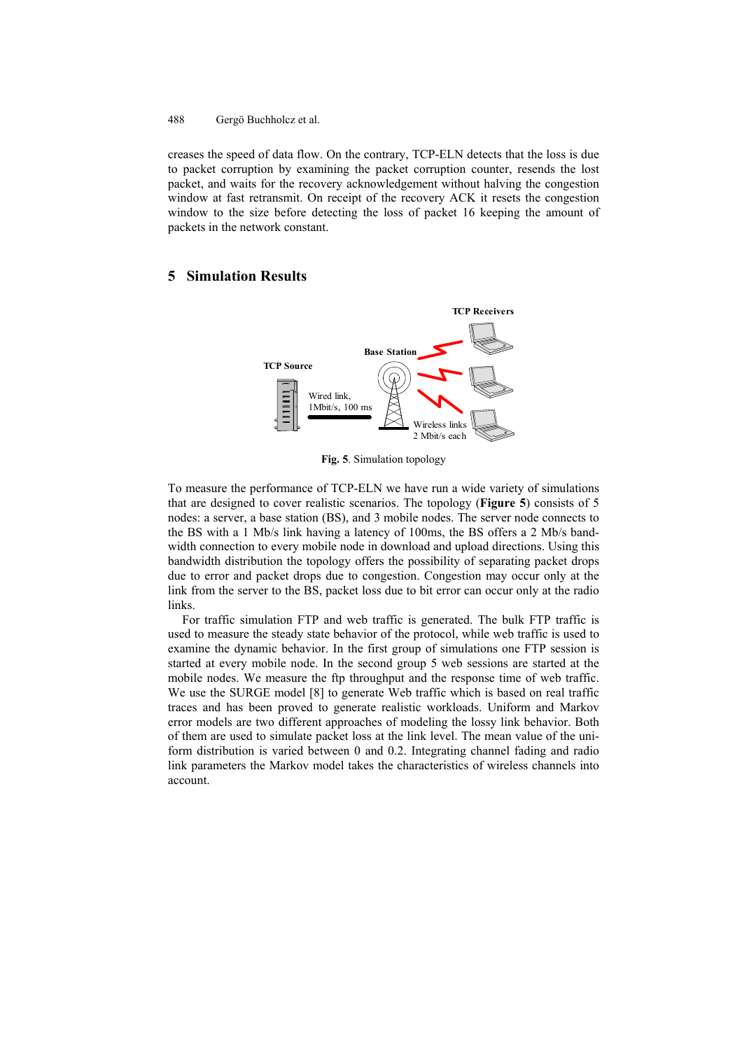creases the speed of data flow. On the contrary, TCP-ELN detects that the loss is due to packet corruption by examining the packet corruption counter, resends the lost packet, and waits for the recovery acknowledgement without halving the congestion window at fast retransmit. On receipt of the recovery ACK it resets the congestion window to the size before detecting the loss of packet 16 keeping the amount of packets in the network constant.

## 5 Simulation Results

**Fig. 5**. Simulation topology

To measure the performance of TCP-ELN we have run a wide variety of simulations that are designed to cover realistic scenarios. The topology (**Figure 5**) consists of 5 nodes: a server, a base station (BS), and 3 mobile nodes. The server node connects to the BS with a 1 Mb/s link having a latency of 100ms, the BS offers a 2 Mb/s bandwidth connection to every mobile node in download and upload directions. Using this bandwidth distribution the topology offers the possibility of separating packet drops due to error and packet drops due to congestion. Congestion may occur only at the link from the server to the BS, packet loss due to bit error can occur only at the radio links.

For traffic simulation FTP and web traffic is generated. The bulk FTP traffic is used to measure the steady state behavior of the protocol, while web traffic is used to examine the dynamic behavior. In the first group of simulations one FTP session is started at every mobile node. In the second group 5 web sessions are started at the mobile nodes. We measure the ftp throughput and the response time of web traffic. We use the SURGE model [8] to generate Web traffic which is based on real traffic traces and has been proved to generate realistic workloads. Uniform and Markov error models are two different approaches of modeling the lossy link behavior. Both of them are used to simulate packet loss at the link level. The mean value of the uniform distribution is varied between 0 and 0.2. Integrating channel fading and radio link parameters the Markov model takes the characteristics of wireless channels into account.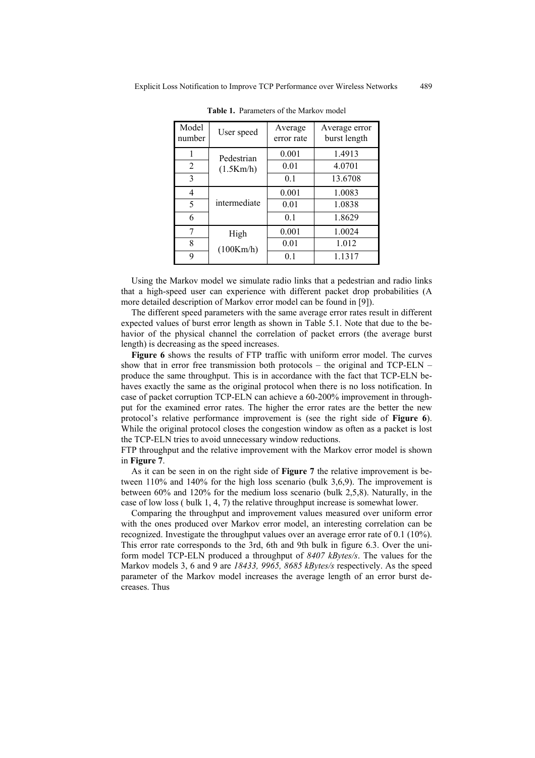**Table 1.** Parameters of the Markov model

| Model number | User speed | Average error rate | Average error burst length |
|---|---|---|---|
| 1 | Pedestrian (1.5Km/h) | 0.001 | 1.4913 |
| 2 | | 0.01 | 4.0701 |
| 3 | | 0.1 | 13.6708 |
| 4 | intermediate | 0.001 | 1.0083 |
| 5 | | 0.01 | 1.0838 |
| 6 | | 0.1 | 1.8629 |
| 7 | High (100Km/h) | 0.001 | 1.0024 |
| 8 | | 0.01 | 1.012 |
| 9 | | 0.1 | 1.1317 |

Using the Markov model we simulate radio links that a pedestrian and radio links that a high-speed user can experience with different packet drop probabilities (A more detailed description of Markov error model can be found in [9]).

The different speed parameters with the same average error rates result in different expected values of burst error length as shown in Table 5.1. Note that due to the behavior of the physical channel the correlation of packet errors (the average burst length) is decreasing as the speed increases.

**Figure 6** shows the results of FTP traffic with uniform error model. The curves show that in error free transmission both protocols – the original and TCP-ELN – produce the same throughput. This is in accordance with the fact that TCP-ELN behaves exactly the same as the original protocol when there is no loss notification. In case of packet corruption TCP-ELN can achieve a 60-200% improvement in throughput for the examined error rates. The higher the error rates are the better the new protocol's relative performance improvement is (see the right side of **Figure 6**). While the original protocol closes the congestion window as often as a packet is lost the TCP-ELN tries to avoid unnecessary window reductions.

FTP throughput and the relative improvement with the Markov error model is shown in **Figure 7**.

As it can be seen in on the right side of **Figure 7** the relative improvement is between 110% and 140% for the high loss scenario (bulk 3,6,9). The improvement is between 60% and 120% for the medium loss scenario (bulk 2,5,8). Naturally, in the case of low loss ( bulk 1, 4, 7) the relative throughput increase is somewhat lower.

Comparing the throughput and improvement values measured over uniform error with the ones produced over Markov error model, an interesting correlation can be recognized. Investigate the throughput values over an average error rate of 0.1 (10%). This error rate corresponds to the 3rd, 6th and 9th bulk in figure 6.3. Over the uniform model TCP-ELN produced a throughput of *8407 kBytes/s*. The values for the Markov models 3, 6 and 9 are *18433, 9965, 8685 kBytes/s* respectively. As the speed parameter of the Markov model increases the average length of an error burst decreases. Thus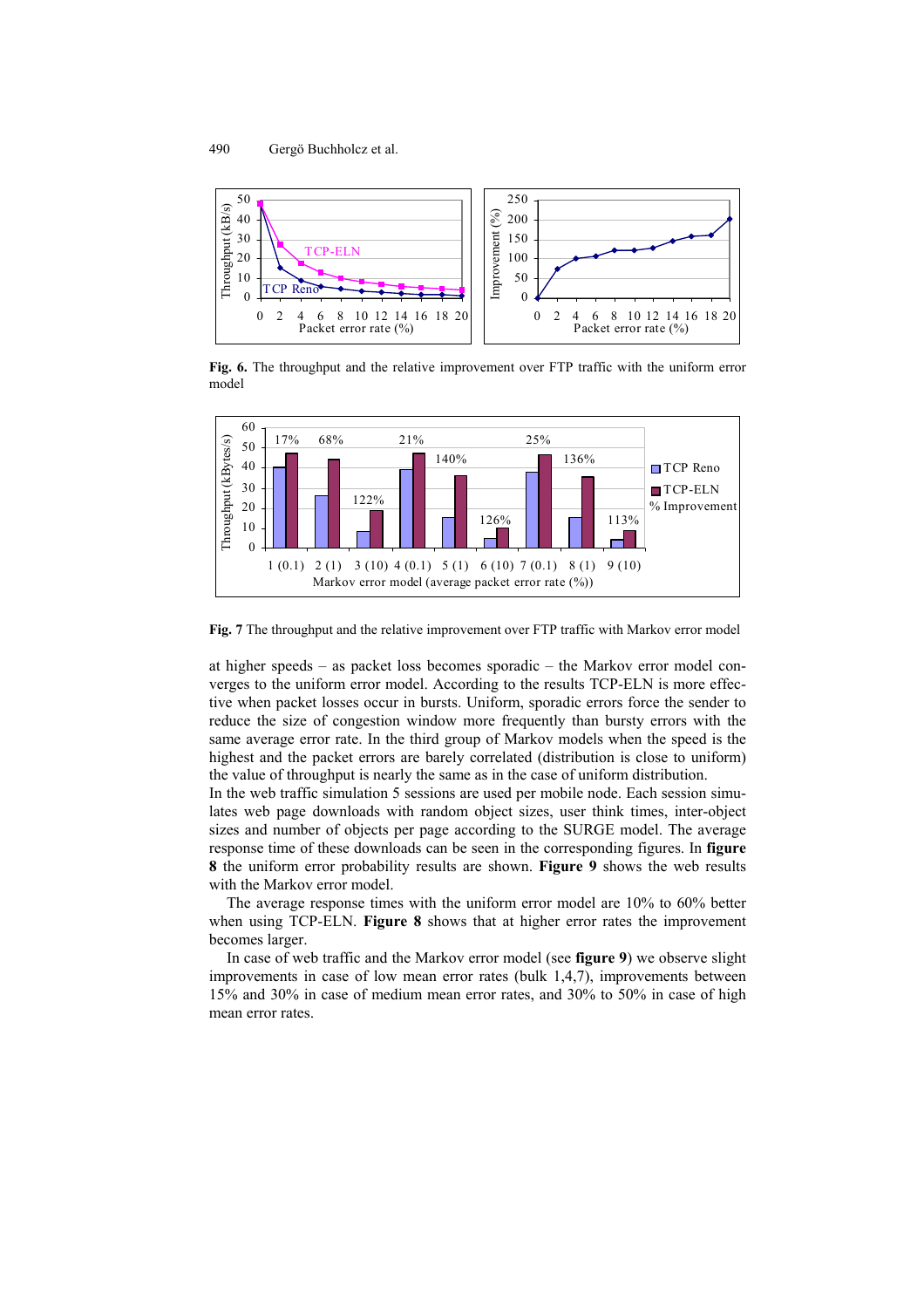**Fig. 6.** The throughput and the relative improvement over FTP traffic with the uniform error model

**Fig. 7** The throughput and the relative improvement over FTP traffic with Markov error model

at higher speeds – as packet loss becomes sporadic – the Markov error model converges to the uniform error model. According to the results TCP-ELN is more effective when packet losses occur in bursts. Uniform, sporadic errors force the sender to reduce the size of congestion window more frequently than bursty errors with the same average error rate. In the third group of Markov models when the speed is the highest and the packet errors are barely correlated (distribution is close to uniform) the value of throughput is nearly the same as in the case of uniform distribution.

In the web traffic simulation 5 sessions are used per mobile node. Each session simulates web page downloads with random object sizes, user think times, inter-object sizes and number of objects per page according to the SURGE model. The average response time of these downloads can be seen in the corresponding figures. In **figure 8** the uniform error probability results are shown. **Figure 9** shows the web results with the Markov error model.

The average response times with the uniform error model are 10% to 60% better when using TCP-ELN. **Figure 8** shows that at higher error rates the improvement becomes larger.

In case of web traffic and the Markov error model (see **figure 9**) we observe slight improvements in case of low mean error rates (bulk 1,4,7), improvements between 15% and 30% in case of medium mean error rates, and 30% to 50% in case of high mean error rates.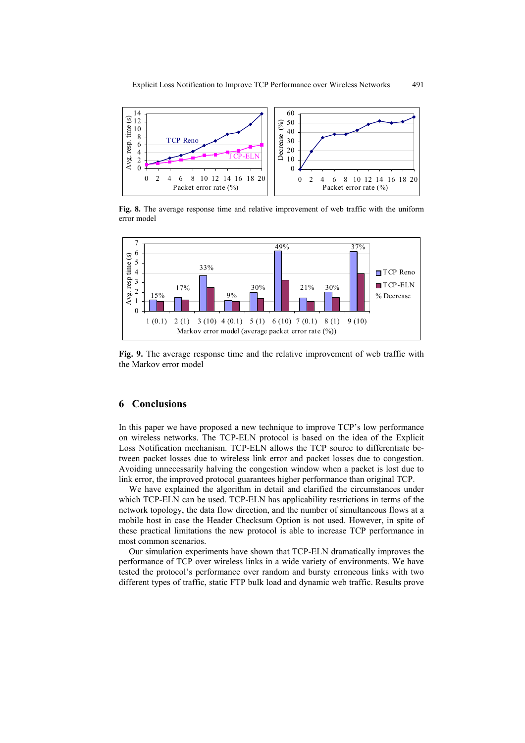**Fig. 8.** The average response time and relative improvement of web traffic with the uniform error model

**Fig. 9.** The average response time and the relative improvement of web traffic with the Markov error model

## 6 Conclusions

In this paper we have proposed a new technique to improve TCP's low performance on wireless networks. The TCP-ELN protocol is based on the idea of the Explicit Loss Notification mechanism. TCP-ELN allows the TCP source to differentiate between packet losses due to wireless link error and packet losses due to congestion. Avoiding unnecessarily halving the congestion window when a packet is lost due to link error, the improved protocol guarantees higher performance than original TCP.

We have explained the algorithm in detail and clarified the circumstances under which TCP-ELN can be used. TCP-ELN has applicability restrictions in terms of the network topology, the data flow direction, and the number of simultaneous flows at a mobile host in case the Header Checksum Option is not used. However, in spite of these practical limitations the new protocol is able to increase TCP performance in most common scenarios.

Our simulation experiments have shown that TCP-ELN dramatically improves the performance of TCP over wireless links in a wide variety of environments. We have tested the protocol's performance over random and bursty erroneous links with two different types of traffic, static FTP bulk load and dynamic web traffic. Results prove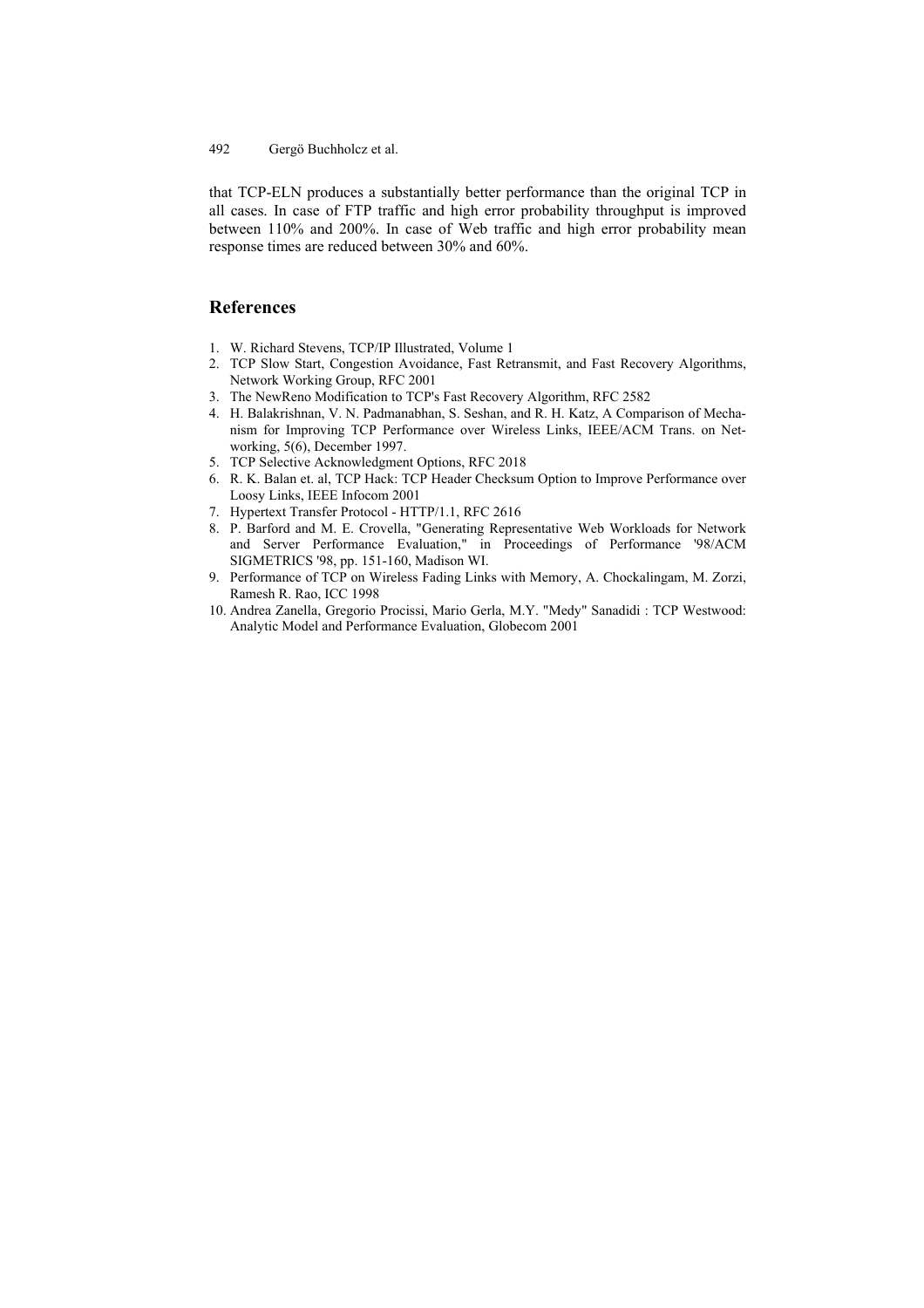that TCP-ELN produces a substantially better performance than the original TCP in all cases. In case of FTP traffic and high error probability throughput is improved between 110% and 200%. In case of Web traffic and high error probability mean response times are reduced between 30% and 60%.

## References

1. W. Richard Stevens, TCP/IP Illustrated, Volume 1
2. TCP Slow Start, Congestion Avoidance, Fast Retransmit, and Fast Recovery Algorithms, Network Working Group, RFC 2001
3. The NewReno Modification to TCP's Fast Recovery Algorithm, RFC 2582
4. H. Balakrishnan, V. N. Padmanabhan, S. Seshan, and R. H. Katz, A Comparison of Mechanism for Improving TCP Performance over Wireless Links, IEEE/ACM Trans. on Networking, 5(6), December 1997.
5. TCP Selective Acknowledgment Options, RFC 2018
6. R. K. Balan et. al, TCP Hack: TCP Header Checksum Option to Improve Performance over Loosy Links, IEEE Infocom 2001
7. Hypertext Transfer Protocol - HTTP/1.1, RFC 2616
8. P. Barford and M. E. Crovella, "Generating Representative Web Workloads for Network and Server Performance Evaluation," in Proceedings of Performance '98/ACM SIGMETRICS '98, pp. 151-160, Madison WI.
9. Performance of TCP on Wireless Fading Links with Memory, A. Chockalingam, M. Zorzi, Ramesh R. Rao, ICC 1998
10. Andrea Zanella, Gregorio Procissi, Mario Gerla, M.Y. "Medy" Sanadidi : TCP Westwood: Analytic Model and Performance Evaluation, Globecom 2001